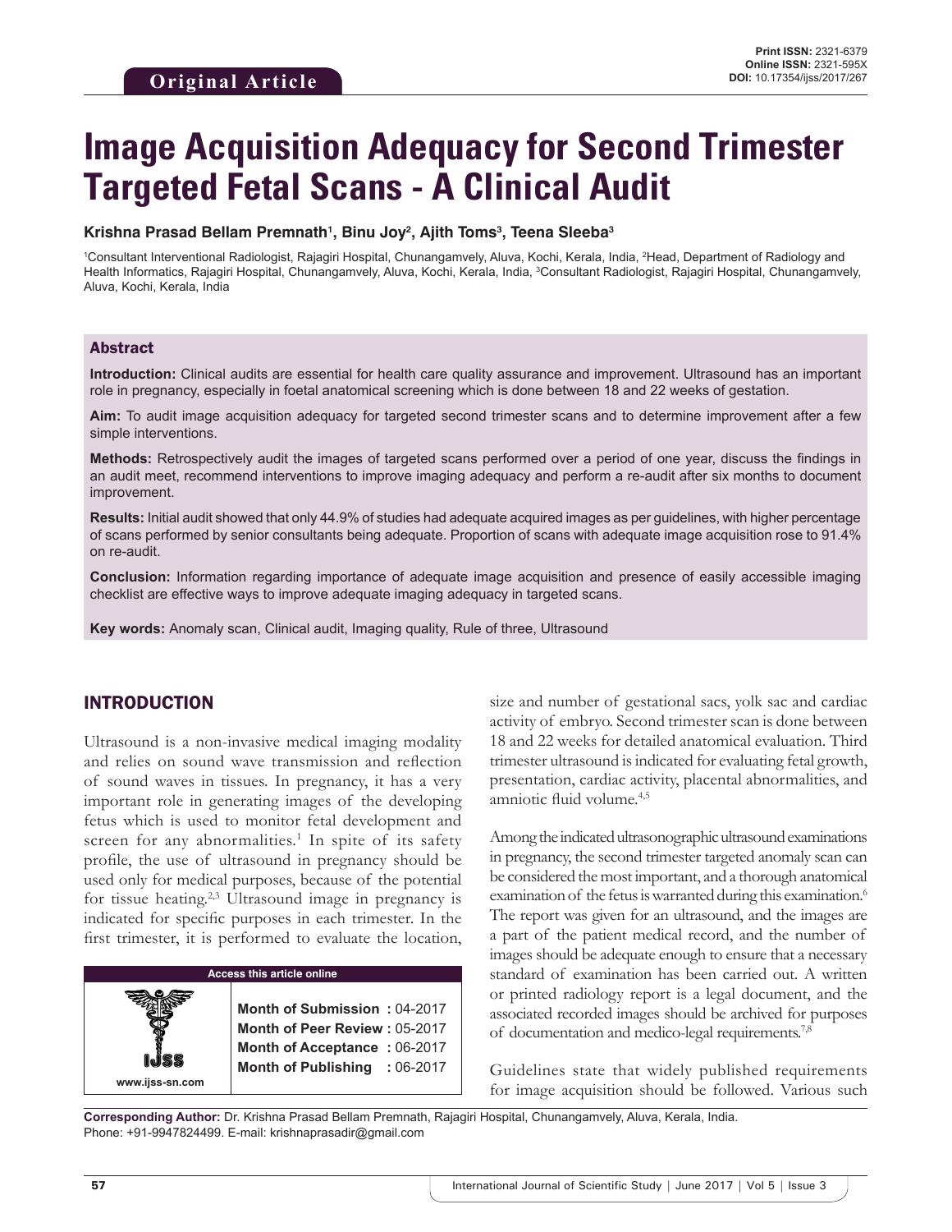Original Article

**Print ISSN:** 2321-6379
**Online ISSN:** 2321-595X
**DOI:** 10.17354/ijss/2017/267

# Image Acquisition Adequacy for Second Trimester Targeted Fetal Scans - A Clinical Audit

**Krishna Prasad Bellam Premnath[1], Binu Joy[2], Ajith Toms[3], Teena Sleeba[3]**

[1]Consultant Interventional Radiologist, Rajagiri Hospital, Chunangamvely, Aluva, Kochi, Kerala, India, [2]Head, Department of Radiology and Health Informatics, Rajagiri Hospital, Chunangamvely, Aluva, Kochi, Kerala, India, [3]Consultant Radiologist, Rajagiri Hospital, Chunangamvely, Aluva, Kochi, Kerala, India

## Abstract

**Introduction:** Clinical audits are essential for health care quality assurance and improvement. Ultrasound has an important role in pregnancy, especially in foetal anatomical screening which is done between 18 and 22 weeks of gestation.

**Aim:** To audit image acquisition adequacy for targeted second trimester scans and to determine improvement after a few simple interventions.

**Methods:** Retrospectively audit the images of targeted scans performed over a period of one year, discuss the findings in an audit meet, recommend interventions to improve imaging adequacy and perform a re-audit after six months to document improvement.

**Results:** Initial audit showed that only 44.9% of studies had adequate acquired images as per guidelines, with higher percentage of scans performed by senior consultants being adequate. Proportion of scans with adequate image acquisition rose to 91.4% on re-audit.

**Conclusion:** Information regarding importance of adequate image acquisition and presence of easily accessible imaging checklist are effective ways to improve adequate imaging adequacy in targeted scans.

**Key words:** Anomaly scan, Clinical audit, Imaging quality, Rule of three, Ultrasound

## INTRODUCTION

Ultrasound is a non-invasive medical imaging modality and relies on sound wave transmission and reflection of sound waves in tissues. In pregnancy, it has a very important role in generating images of the developing fetus which is used to monitor fetal development and screen for any abnormalities.[1] In spite of its safety profile, the use of ultrasound in pregnancy should be used only for medical purposes, because of the potential for tissue heating.[2,3] Ultrasound image in pregnancy is indicated for specific purposes in each trimester. In the first trimester, it is performed to evaluate the location, size and number of gestational sacs, yolk sac and cardiac activity of embryo. Second trimester scan is done between 18 and 22 weeks for detailed anatomical evaluation. Third trimester ultrasound is indicated for evaluating fetal growth, presentation, cardiac activity, placental abnormalities, and amniotic fluid volume.[4,5]

| Access this article online | |
|---|---|
| www.ijss-sn.com | **Month of Submission :** 04-2017<br>**Month of Peer Review :** 05-2017<br>**Month of Acceptance :** 06-2017<br>**Month of Publishing :** 06-2017 |

Among the indicated ultrasonographic ultrasound examinations in pregnancy, the second trimester targeted anomaly scan can be considered the most important, and a thorough anatomical examination of the fetus is warranted during this examination.[6] The report was given for an ultrasound, and the images are a part of the patient medical record, and the number of images should be adequate enough to ensure that a necessary standard of examination has been carried out. A written or printed radiology report is a legal document, and the associated recorded images should be archived for purposes of documentation and medico-legal requirements.[7,8]

Guidelines state that widely published requirements for image acquisition should be followed. Various such

**Corresponding Author:** Dr. Krishna Prasad Bellam Premnath, Rajagiri Hospital, Chunangamvely, Aluva, Kerala, India. Phone: +91-9947824499. E-mail: krishnaprasadir@gmail.com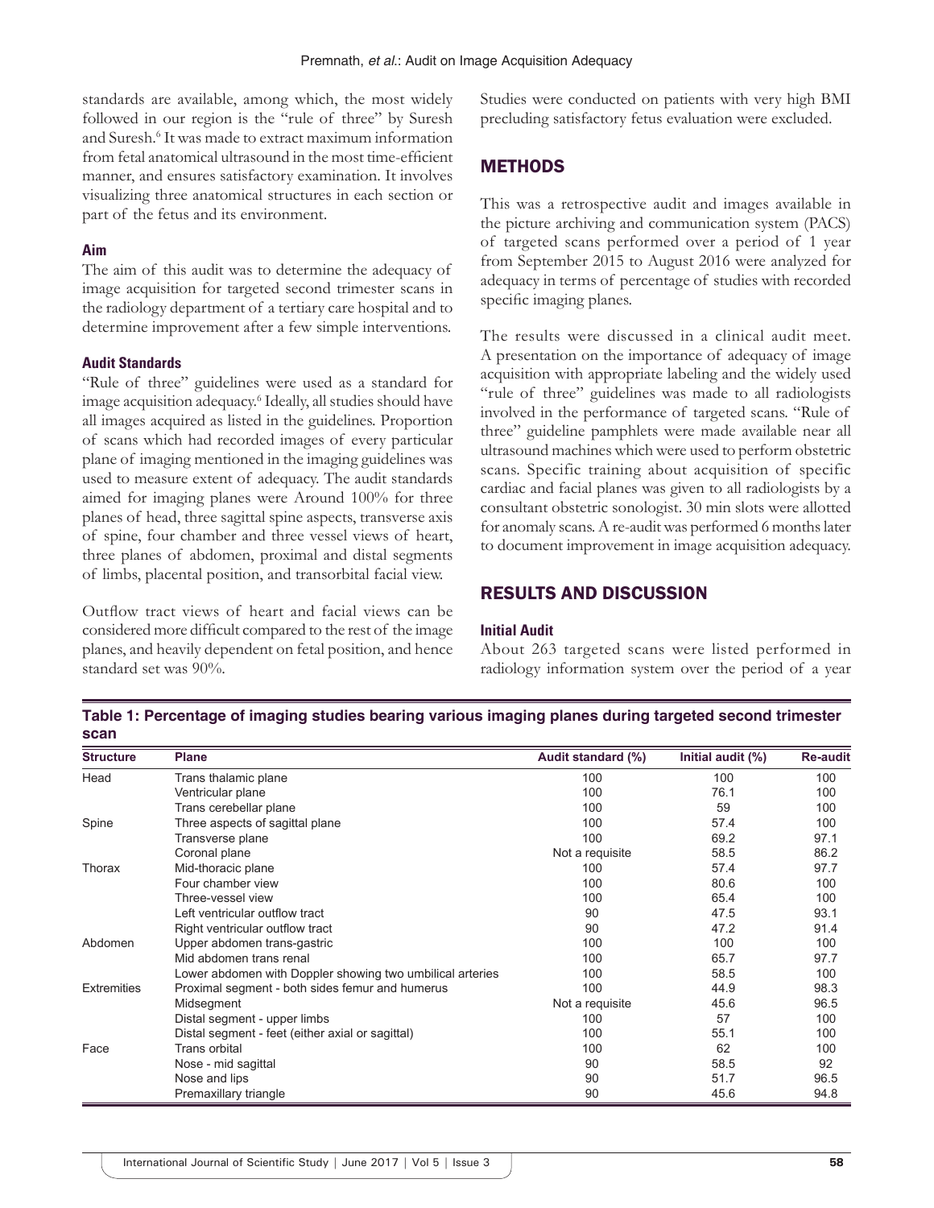standards are available, among which, the most widely followed in our region is the "rule of three" by Suresh and Suresh.[6] It was made to extract maximum information from fetal anatomical ultrasound in the most time-efficient manner, and ensures satisfactory examination. It involves visualizing three anatomical structures in each section or part of the fetus and its environment.

### Aim

The aim of this audit was to determine the adequacy of image acquisition for targeted second trimester scans in the radiology department of a tertiary care hospital and to determine improvement after a few simple interventions.

### Audit Standards

"Rule of three" guidelines were used as a standard for image acquisition adequacy.[6] Ideally, all studies should have all images acquired as listed in the guidelines. Proportion of scans which had recorded images of every particular plane of imaging mentioned in the imaging guidelines was used to measure extent of adequacy. The audit standards aimed for imaging planes were Around 100% for three planes of head, three sagittal spine aspects, transverse axis of spine, four chamber and three vessel views of heart, three planes of abdomen, proximal and distal segments of limbs, placental position, and transorbital facial view.

Outflow tract views of heart and facial views can be considered more difficult compared to the rest of the image planes, and heavily dependent on fetal position, and hence standard set was 90%.

Studies were conducted on patients with very high BMI precluding satisfactory fetus evaluation were excluded.

## METHODS

This was a retrospective audit and images available in the picture archiving and communication system (PACS) of targeted scans performed over a period of 1 year from September 2015 to August 2016 were analyzed for adequacy in terms of percentage of studies with recorded specific imaging planes.

The results were discussed in a clinical audit meet. A presentation on the importance of adequacy of image acquisition with appropriate labeling and the widely used "rule of three" guidelines was made to all radiologists involved in the performance of targeted scans. "Rule of three" guideline pamphlets were made available near all ultrasound machines which were used to perform obstetric scans. Specific training about acquisition of specific cardiac and facial planes was given to all radiologists by a consultant obstetric sonologist. 30 min slots were allotted for anomaly scans. A re-audit was performed 6 months later to document improvement in image acquisition adequacy.

## RESULTS AND DISCUSSION

### Initial Audit

About 263 targeted scans were listed performed in radiology information system over the period of a year

**Table 1: Percentage of imaging studies bearing various imaging planes during targeted second trimester scan**

| Structure | Plane | Audit standard (%) | Initial audit (%) | Re-audit |
|---|---|---|---|---|
| Head | Trans thalamic plane | 100 | 100 | 100 |
| | Ventricular plane | 100 | 76.1 | 100 |
| | Trans cerebellar plane | 100 | 59 | 100 |
| Spine | Three aspects of sagittal plane | 100 | 57.4 | 100 |
| | Transverse plane | 100 | 69.2 | 97.1 |
| | Coronal plane | Not a requisite | 58.5 | 86.2 |
| Thorax | Mid-thoracic plane | 100 | 57.4 | 97.7 |
| | Four chamber view | 100 | 80.6 | 100 |
| | Three-vessel view | 100 | 65.4 | 100 |
| | Left ventricular outflow tract | 90 | 47.5 | 93.1 |
| | Right ventricular outflow tract | 90 | 47.2 | 91.4 |
| Abdomen | Upper abdomen trans-gastric | 100 | 100 | 100 |
| | Mid abdomen trans renal | 100 | 65.7 | 97.7 |
| | Lower abdomen with Doppler showing two umbilical arteries | 100 | 58.5 | 100 |
| Extremities | Proximal segment - both sides femur and humerus | 100 | 44.9 | 98.3 |
| | Midsegment | Not a requisite | 45.6 | 96.5 |
| | Distal segment - upper limbs | 100 | 57 | 100 |
| | Distal segment - feet (either axial or sagittal) | 100 | 55.1 | 100 |
| Face | Trans orbital | 100 | 62 | 100 |
| | Nose - mid sagittal | 90 | 58.5 | 92 |
| | Nose and lips | 90 | 51.7 | 96.5 |
| | Premaxillary triangle | 90 | 45.6 | 94.8 |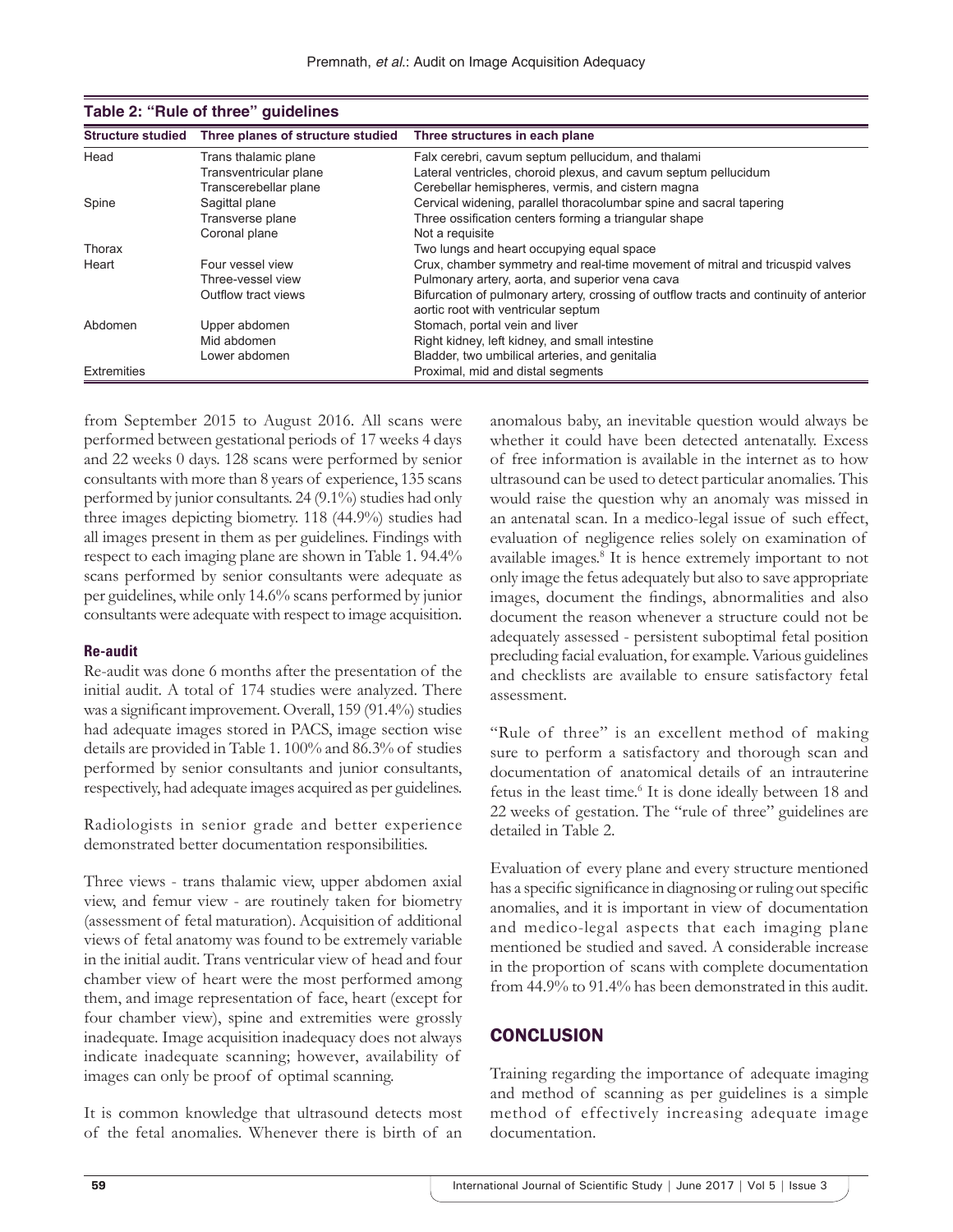**Table 2: "Rule of three" guidelines**

| Structure studied | Three planes of structure studied | Three structures in each plane |
|---|---|---|
| Head | Trans thalamic plane | Falx cerebri, cavum septum pellucidum, and thalami |
| | Transventricular plane | Lateral ventricles, choroid plexus, and cavum septum pellucidum |
| | Transcerebellar plane | Cerebellar hemispheres, vermis, and cistern magna |
| Spine | Sagittal plane | Cervical widening, parallel thoracolumbar spine and sacral tapering |
| | Transverse plane | Three ossification centers forming a triangular shape |
| | Coronal plane | Not a requisite |
| Thorax | | Two lungs and heart occupying equal space |
| Heart | Four vessel view | Crux, chamber symmetry and real-time movement of mitral and tricuspid valves |
| | Three-vessel view | Pulmonary artery, aorta, and superior vena cava |
| | Outflow tract views | Bifurcation of pulmonary artery, crossing of outflow tracts and continuity of anterior aortic root with ventricular septum |
| Abdomen | Upper abdomen | Stomach, portal vein and liver |
| | Mid abdomen | Right kidney, left kidney, and small intestine |
| | Lower abdomen | Bladder, two umbilical arteries, and genitalia |
| Extremities | | Proximal, mid and distal segments |

from September 2015 to August 2016. All scans were performed between gestational periods of 17 weeks 4 days and 22 weeks 0 days. 128 scans were performed by senior consultants with more than 8 years of experience, 135 scans performed by junior consultants. 24 (9.1%) studies had only three images depicting biometry. 118 (44.9%) studies had all images present in them as per guidelines. Findings with respect to each imaging plane are shown in Table 1. 94.4% scans performed by senior consultants were adequate as per guidelines, while only 14.6% scans performed by junior consultants were adequate with respect to image acquisition.

### Re-audit

Re-audit was done 6 months after the presentation of the initial audit. A total of 174 studies were analyzed. There was a significant improvement. Overall, 159 (91.4%) studies had adequate images stored in PACS, image section wise details are provided in Table 1. 100% and 86.3% of studies performed by senior consultants and junior consultants, respectively, had adequate images acquired as per guidelines.

Radiologists in senior grade and better experience demonstrated better documentation responsibilities.

Three views - trans thalamic view, upper abdomen axial view, and femur view - are routinely taken for biometry (assessment of fetal maturation). Acquisition of additional views of fetal anatomy was found to be extremely variable in the initial audit. Trans ventricular view of head and four chamber view of heart were the most performed among them, and image representation of face, heart (except for four chamber view), spine and extremities were grossly inadequate. Image acquisition inadequacy does not always indicate inadequate scanning; however, availability of images can only be proof of optimal scanning.

It is common knowledge that ultrasound detects most of the fetal anomalies. Whenever there is birth of an anomalous baby, an inevitable question would always be whether it could have been detected antenatally. Excess of free information is available in the internet as to how ultrasound can be used to detect particular anomalies. This would raise the question why an anomaly was missed in an antenatal scan. In a medico-legal issue of such effect, evaluation of negligence relies solely on examination of available images.[8] It is hence extremely important to not only image the fetus adequately but also to save appropriate images, document the findings, abnormalities and also document the reason whenever a structure could not be adequately assessed - persistent suboptimal fetal position precluding facial evaluation, for example. Various guidelines and checklists are available to ensure satisfactory fetal assessment.

"Rule of three" is an excellent method of making sure to perform a satisfactory and thorough scan and documentation of anatomical details of an intrauterine fetus in the least time.[6] It is done ideally between 18 and 22 weeks of gestation. The "rule of three" guidelines are detailed in Table 2.

Evaluation of every plane and every structure mentioned has a specific significance in diagnosing or ruling out specific anomalies, and it is important in view of documentation and medico-legal aspects that each imaging plane mentioned be studied and saved. A considerable increase in the proportion of scans with complete documentation from 44.9% to 91.4% has been demonstrated in this audit.

## CONCLUSION

Training regarding the importance of adequate imaging and method of scanning as per guidelines is a simple method of effectively increasing adequate image documentation.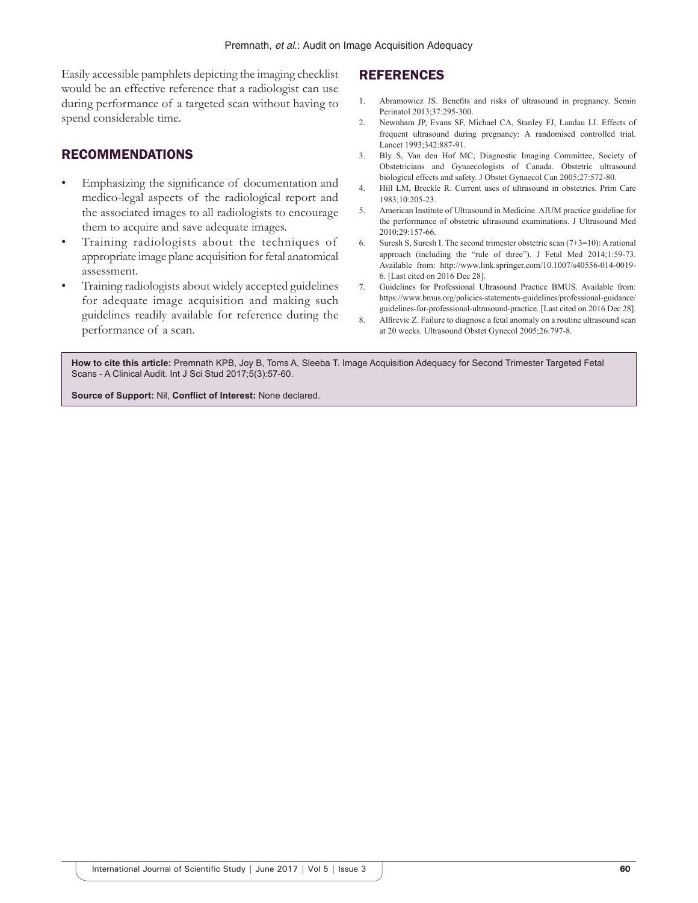Easily accessible pamphlets depicting the imaging checklist would be an effective reference that a radiologist can use during performance of a targeted scan without having to spend considerable time.

## RECOMMENDATIONS

- Emphasizing the significance of documentation and medico-legal aspects of the radiological report and the associated images to all radiologists to encourage them to acquire and save adequate images.
- Training radiologists about the techniques of appropriate image plane acquisition for fetal anatomical assessment.
- Training radiologists about widely accepted guidelines for adequate image acquisition and making such guidelines readily available for reference during the performance of a scan.

## REFERENCES

1. Abramowicz JS. Benefits and risks of ultrasound in pregnancy. Semin Perinatol 2013;37:295-300.
2. Newnham JP, Evans SF, Michael CA, Stanley FJ, Landau LI. Effects of frequent ultrasound during pregnancy: A randomised controlled trial. Lancet 1993;342:887-91.
3. Bly S, Van den Hof MC; Diagnostic Imaging Committee, Society of Obstetricians and Gynaecologists of Canada. Obstetric ultrasound biological effects and safety. J Obstet Gynaecol Can 2005;27:572-80.
4. Hill LM, Breckle R. Current uses of ultrasound in obstetrics. Prim Care 1983;10:205-23.
5. American Institute of Ultrasound in Medicine. AIUM practice guideline for the performance of obstetric ultrasound examinations. J Ultrasound Med 2010;29:157-66.
6. Suresh S, Suresh I. The second trimester obstetric scan (7+3=10): A rational approach (including the "rule of three"). J Fetal Med 2014;1:59-73. Available from: http://www.link.springer.com/10.1007/s40556-014-0019-6. [Last cited on 2016 Dec 28].
7. Guidelines for Professional Ultrasound Practice BMUS. Available from: https://www.bmus.org/policies-statements-guidelines/professional-guidance/guidelines-for-professional-ultrasound-practice. [Last cited on 2016 Dec 28].
8. Alfirevic Z. Failure to diagnose a fetal anomaly on a routine ultrasound scan at 20 weeks. Ultrasound Obstet Gynecol 2005;26:797-8.

**How to cite this article:** Premnath KPB, Joy B, Toms A, Sleeba T. Image Acquisition Adequacy for Second Trimester Targeted Fetal Scans - A Clinical Audit. Int J Sci Stud 2017;5(3):57-60.

**Source of Support:** Nil, **Conflict of Interest:** None declared.